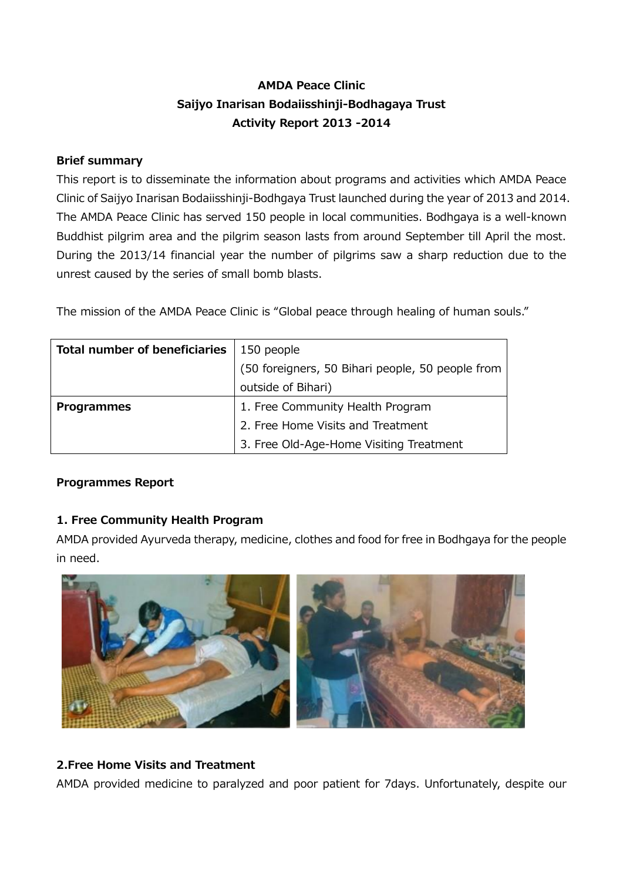**AMDA Peace Clinic**
**Saijyo Inarisan Bodaiisshinji-Bodhagaya Trust**
**Activity Report 2013 -2014**

**Brief summary**

This report is to disseminate the information about programs and activities which AMDA Peace Clinic of Saijyo Inarisan Bodaiisshinji-Bodhgaya Trust launched during the year of 2013 and 2014. The AMDA Peace Clinic has served 150 people in local communities. Bodhgaya is a well-known Buddhist pilgrim area and the pilgrim season lasts from around September till April the most. During the 2013/14 financial year the number of pilgrims saw a sharp reduction due to the unrest caused by the series of small bomb blasts.

The mission of the AMDA Peace Clinic is “Global peace through healing of human souls.”

| **Total number of beneficiaries** | 150 people<br>(50 foreigners, 50 Bihari people, 50 people from outside of Bihari) |
|---|---|
| **Programmes** | 1. Free Community Health Program<br>2. Free Home Visits and Treatment<br>3. Free Old-Age-Home Visiting Treatment |

**Programmes Report**

**1. Free Community Health Program**

AMDA provided Ayurveda therapy, medicine, clothes and food for free in Bodhgaya for the people in need.

**2.Free Home Visits and Treatment**

AMDA provided medicine to paralyzed and poor patient for 7days. Unfortunately, despite our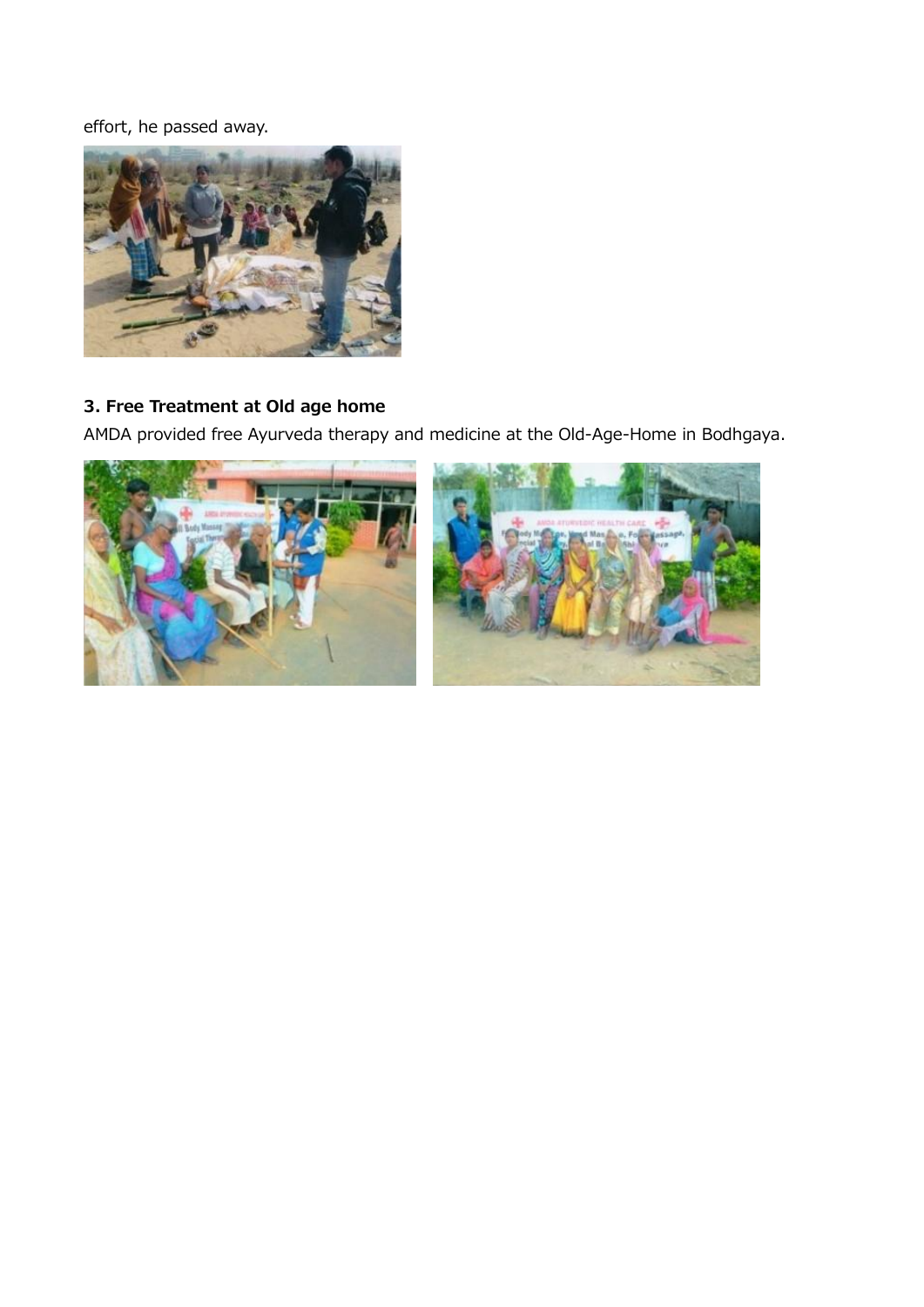effort, he passed away.

**3. Free Treatment at Old age home**

AMDA provided free Ayurveda therapy and medicine at the Old-Age-Home in Bodhgaya.